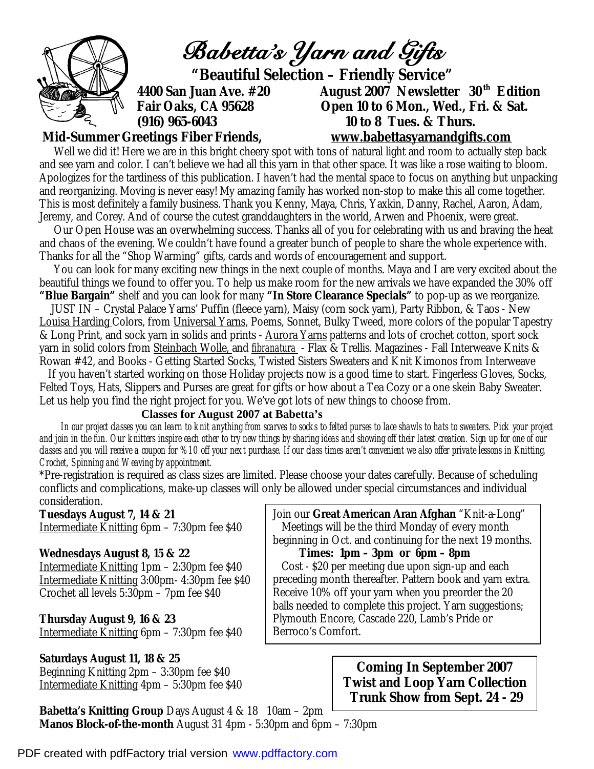# Babetta's Yarn and Gifts

**"Beautiful Selection – Friendly Service"**

**4400 San Juan Ave. #20**
**Fair Oaks, CA 95628**
**(916) 965-6043**

**August 2007 Newsletter 30th Edition**
**Open 10 to 6 Mon., Wed., Fri. & Sat.**
**10 to 8 Tues. & Thurs.**
**www.babettasyarnandgifts.com**

**Mid-Summer Greetings Fiber Friends,**

Well we did it! Here we are in this bright cheery spot with tons of natural light and room to actually step back and see yarn and color. I can't believe we had all this yarn in that other space. It was like a rose waiting to bloom. Apologizes for the tardiness of this publication. I haven't had the mental space to focus on anything but unpacking and reorganizing. Moving is never easy! My amazing family has worked non-stop to make this all come together. This is most definitely a family business. Thank you Kenny, Maya, Chris, Yaxkin, Danny, Rachel, Aaron, Adam, Jeremy, and Corey. And of course the cutest granddaughters in the world, Arwen and Phoenix, were great.

Our Open House was an overwhelming success. Thanks all of you for celebrating with us and braving the heat and chaos of the evening. We couldn't have found a greater bunch of people to share the whole experience with. Thanks for all the "Shop Warming" gifts, cards and words of encouragement and support.

You can look for many exciting new things in the next couple of months. Maya and I are very excited about the beautiful things we found to offer you. To help us make room for the new arrivals we have expanded the 30% off **"Blue Bargain"** shelf and you can look for many **"In Store Clearance Specials"** to pop-up as we reorganize.

JUST IN – Crystal Palace Yarns' Puffin (fleece yarn), Maisy (corn sock yarn), Party Ribbon, & Taos - New Louisa Harding Colors, from Universal Yarns, Poems, Sonnet, Bulky Tweed, more colors of the popular Tapestry & Long Print, and sock yarn in solids and prints - Aurora Yarns patterns and lots of crochet cotton, sport sock yarn in solid colors from Steinbach Wolle, and *fibranatura* - Flax & Trellis. Magazines - Fall Interweave Knits & Rowan #42, and Books - Getting Started Socks, Twisted Sisters Sweaters and Knit Kimonos from Interweave

If you haven't started working on those Holiday projects now is a good time to start. Fingerless Gloves, Socks, Felted Toys, Hats, Slippers and Purses are great for gifts or how about a Tea Cozy or a one skein Baby Sweater. Let us help you find the right project for you. We've got lots of new things to choose from.

## Classes for August 2007 at Babetta's

*In our project classes you can learn to knit anything from scarves to socks to felted purses to lace shawls to hats to sweaters. Pick your project and join in the fun. Our knitters inspire each other to try new things by sharing ideas and showing off their latest creation. Sign up for one of our classes and you will receive a coupon for %10 off your next purchase. If our class times aren't convenient we also offer private lessons in Knitting, Crochet, Spinning and Weaving by appointment.*

*Pre-registration is required as class sizes are limited. Please choose your dates carefully. Because of scheduling conflicts and complications, make-up classes will only be allowed under special circumstances and individual consideration.

**Tuesdays August 7, 14 & 21**
Intermediate Knitting 6pm – 7:30pm fee $40

**Wednesdays August 8, 15 & 22**
Intermediate Knitting 1pm – 2:30pm fee $40
Intermediate Knitting 3:00pm- 4:30pm fee $40
Crochet all levels 5:30pm – 7pm fee $40

**Thursday August 9, 16 & 23**
Intermediate Knitting 6pm – 7:30pm fee $40

**Saturdays August 11, 18 & 25**
Beginning Knitting 2pm – 3:30pm fee $40
Intermediate Knitting 4pm – 5:30pm fee $40

**Babetta's Knitting Group** Days August 4 & 18 10am – 2pm
**Manos Block-of-the-month** August 31 4pm - 5:30pm and 6pm – 7:30pm

Join our **Great American Aran Afghan** "Knit-a-Long" Meetings will be the third Monday of every month beginning in Oct. and continuing for the next 19 months.
**Times: 1pm – 3pm or 6pm – 8pm**
Cost - $20 per meeting due upon sign-up and each preceding month thereafter. Pattern book and yarn extra. Receive 10% off your yarn when you preorder the 20 balls needed to complete this project. Yarn suggestions; Plymouth Encore, Cascade 220, Lamb's Pride or Berroco's Comfort.

**Coming In September 2007**
**Twist and Loop Yarn Collection**
**Trunk Show from Sept. 24 - 29**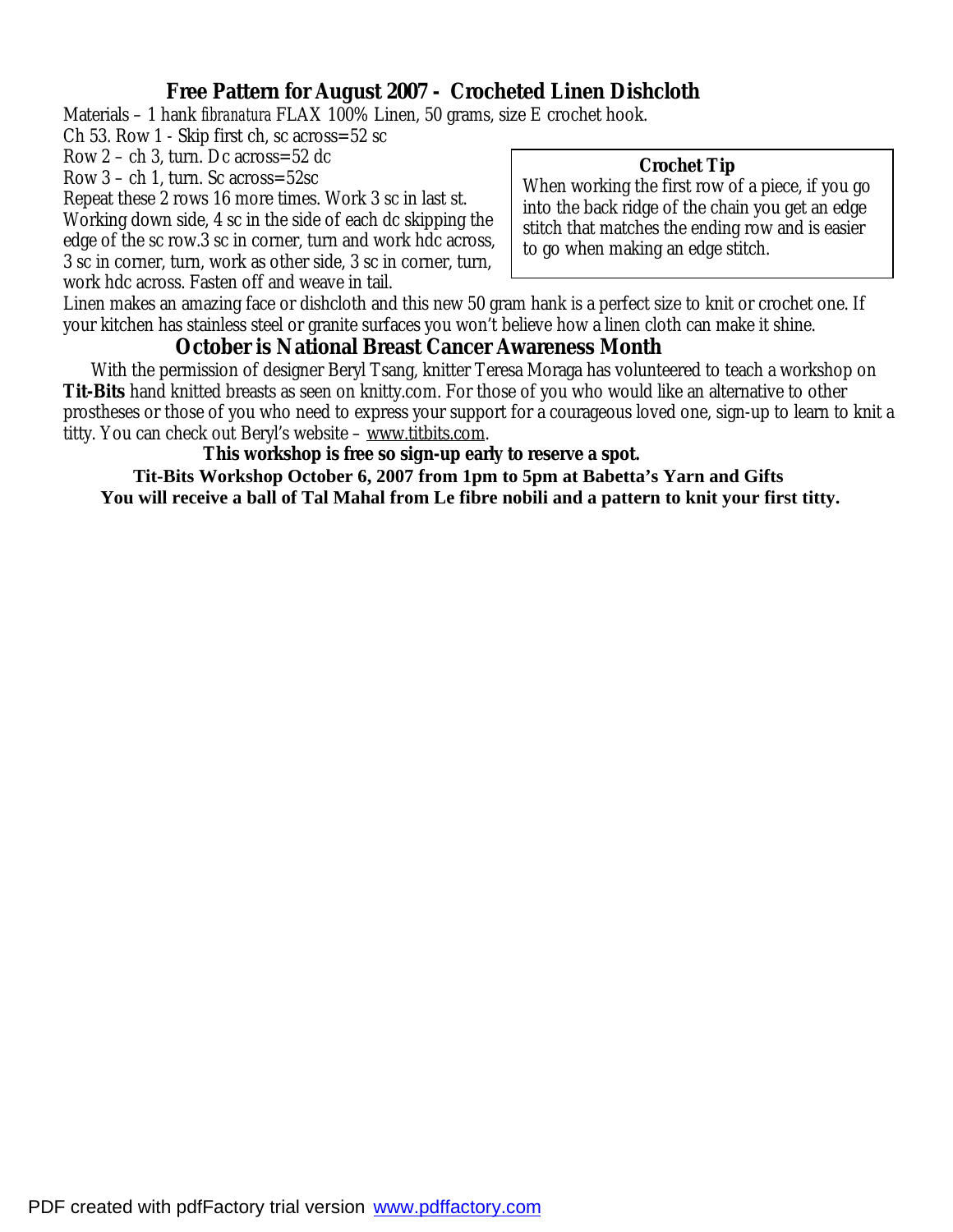## Free Pattern for August 2007 - Crocheted Linen Dishcloth

Materials – 1 hank *fibranatura* FLAX 100% Linen, 50 grams, size E crochet hook.

Ch 53. Row 1 - Skip first ch, sc across=52 sc

Row 2 – ch 3, turn. Dc across=52 dc

Row 3 – ch 1, turn. Sc across=52sc

Repeat these 2 rows 16 more times. Work 3 sc in last st. Working down side, 4 sc in the side of each dc skipping the edge of the sc row.3 sc in corner, turn and work hdc across, 3 sc in corner, turn, work as other side, 3 sc in corner, turn, work hdc across. Fasten off and weave in tail.

> **Crochet Tip**
>
> When working the first row of a piece, if you go into the back ridge of the chain you get an edge stitch that matches the ending row and is easier to go when making an edge stitch.

Linen makes an amazing face or dishcloth and this new 50 gram hank is a perfect size to knit or crochet one. If your kitchen has stainless steel or granite surfaces you won't believe how a linen cloth can make it shine.

## October is National Breast Cancer Awareness Month

With the permission of designer Beryl Tsang, knitter Teresa Moraga has volunteered to teach a workshop on **Tit-Bits** hand knitted breasts as seen on knitty.com. For those of you who would like an alternative to other prostheses or those of you who need to express your support for a courageous loved one, sign-up to learn to knit a titty. You can check out Beryl's website – www.titbits.com.

**This workshop is free so sign-up early to reserve a spot.**

**Tit-Bits Workshop October 6, 2007 from 1pm to 5pm at Babetta's Yarn and Gifts**

**You will receive a ball of Tal Mahal from Le fibre nobili and a pattern to knit your first titty.**